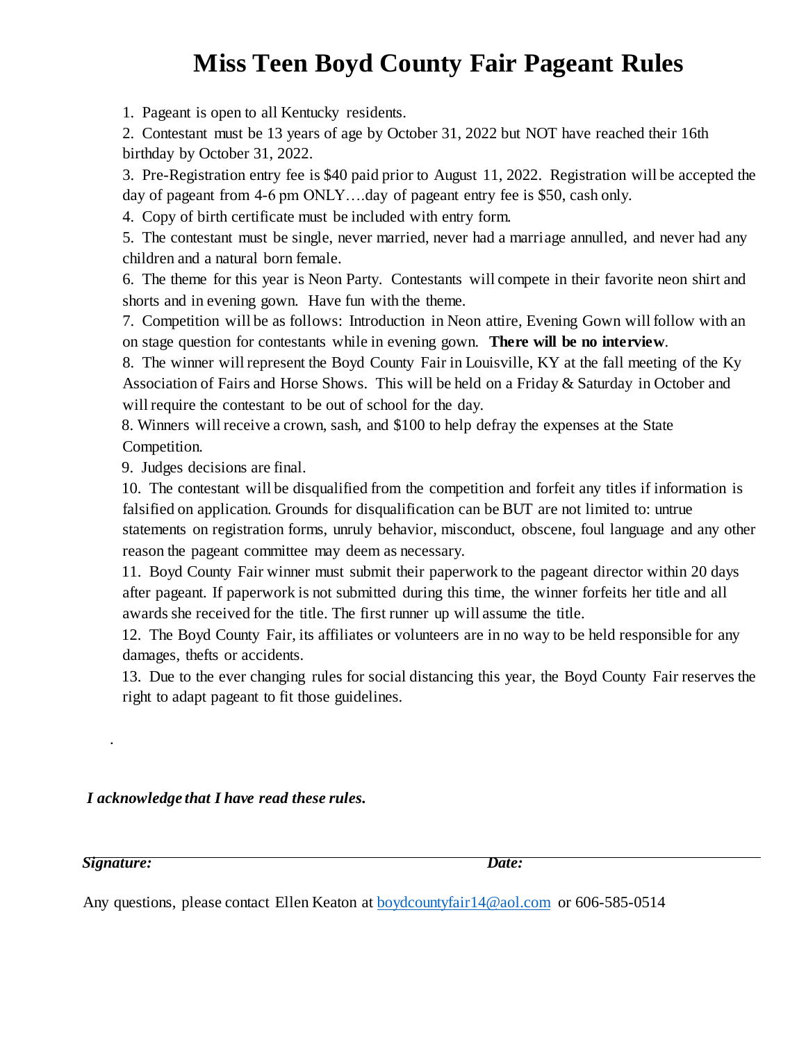# Miss Teen Boyd County Fair Pageant Rules

1. Pageant is open to all Kentucky residents.
2. Contestant must be 13 years of age by October 31, 2022 but NOT have reached their 16th birthday by October 31, 2022.
3. Pre-Registration entry fee is $40 paid prior to August 11, 2022. Registration will be accepted the day of pageant from 4-6 pm ONLY….day of pageant entry fee is $50, cash only.
4. Copy of birth certificate must be included with entry form.
5. The contestant must be single, never married, never had a marriage annulled, and never had any children and a natural born female.
6. The theme for this year is Neon Party. Contestants will compete in their favorite neon shirt and shorts and in evening gown. Have fun with the theme.
7. Competition will be as follows: Introduction in Neon attire, Evening Gown will follow with an on stage question for contestants while in evening gown. **There will be no interview**.
8. The winner will represent the Boyd County Fair in Louisville, KY at the fall meeting of the Ky Association of Fairs and Horse Shows. This will be held on a Friday & Saturday in October and will require the contestant to be out of school for the day.
8. Winners will receive a crown, sash, and $100 to help defray the expenses at the State Competition.
9. Judges decisions are final.
10. The contestant will be disqualified from the competition and forfeit any titles if information is falsified on application. Grounds for disqualification can be BUT are not limited to: untrue statements on registration forms, unruly behavior, misconduct, obscene, foul language and any other reason the pageant committee may deem as necessary.
11. Boyd County Fair winner must submit their paperwork to the pageant director within 20 days after pageant. If paperwork is not submitted during this time, the winner forfeits her title and all awards she received for the title. The first runner up will assume the title.
12. The Boyd County Fair, its affiliates or volunteers are in no way to be held responsible for any damages, thefts or accidents.
13. Due to the ever changing rules for social distancing this year, the Boyd County Fair reserves the right to adapt pageant to fit those guidelines.

.

***I acknowledge that I have read these rules.***

***Signature:*** ______________________________ ***Date:*** ______________________________

Any questions, please contact Ellen Keaton at boydcountyfair14@aol.com or 606-585-0514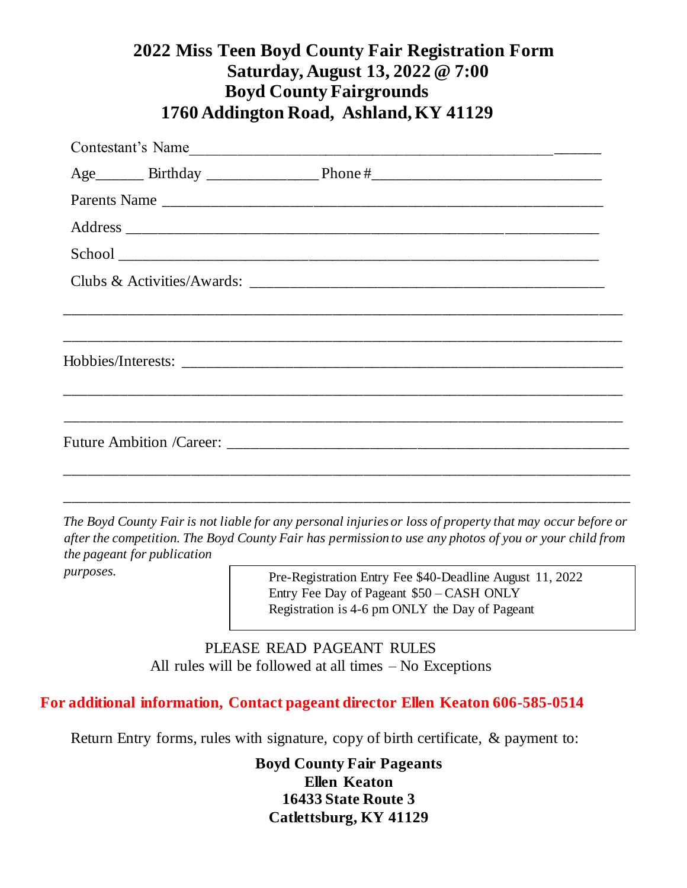# 2022 Miss Teen Boyd County Fair Registration Form

**Saturday, August 13, 2022 @ 7:00**

**Boyd County Fairgrounds**

**1760 Addington Road, Ashland, KY 41129**

Contestant's Name_______________________________________________________

Age______ Birthday ______________ Phone #_____________________________

Parents Name ___________________________________________________________

Address ________________________________________________________________

School _________________________________________________________________

Clubs & Activities/Awards: _____________________________________________

________________________________________________________________________

________________________________________________________________________

Hobbies/Interests: _____________________________________________________

________________________________________________________________________

________________________________________________________________________

Future Ambition /Career: _______________________________________________

________________________________________________________________________

________________________________________________________________________

*The Boyd County Fair is not liable for any personal injuries or loss of property that may occur before or after the competition. The Boyd County Fair has permission to use any photos of you or your child from the pageant for publication purposes.*

Pre-Registration Entry Fee $40-Deadline August 11, 2022
Entry Fee Day of Pageant $50 – CASH ONLY
Registration is 4-6 pm ONLY the Day of Pageant

PLEASE READ PAGEANT RULES
All rules will be followed at all times – No Exceptions

**For additional information, Contact pageant director Ellen Keaton 606-585-0514**

Return Entry forms, rules with signature, copy of birth certificate, & payment to:

**Boyd County Fair Pageants**
**Ellen Keaton**
**16433 State Route 3**
**Catlettsburg, KY 41129**